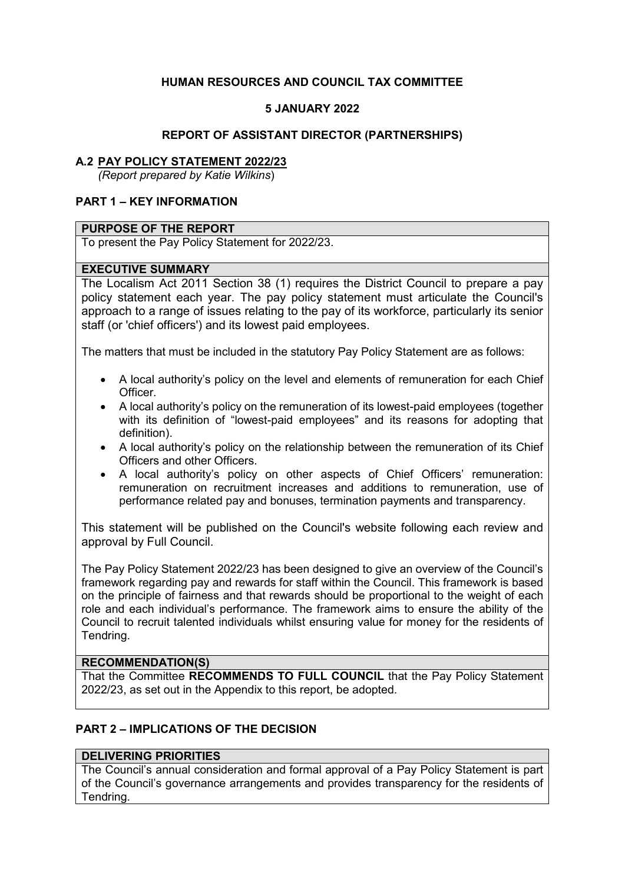**HUMAN RESOURCES AND COUNCIL TAX COMMITTEE**

**5 JANUARY 2022**

**REPORT OF ASSISTANT DIRECTOR (PARTNERSHIPS)**

## A.2 PAY POLICY STATEMENT 2022/23

*(Report prepared by Katie Wilkins)*

## PART 1 – KEY INFORMATION

### PURPOSE OF THE REPORT

To present the Pay Policy Statement for 2022/23.

### EXECUTIVE SUMMARY

The Localism Act 2011 Section 38 (1) requires the District Council to prepare a pay policy statement each year. The pay policy statement must articulate the Council's approach to a range of issues relating to the pay of its workforce, particularly its senior staff (or 'chief officers') and its lowest paid employees.

The matters that must be included in the statutory Pay Policy Statement are as follows:

- A local authority's policy on the level and elements of remuneration for each Chief Officer.
- A local authority's policy on the remuneration of its lowest-paid employees (together with its definition of "lowest-paid employees" and its reasons for adopting that definition).
- A local authority's policy on the relationship between the remuneration of its Chief Officers and other Officers.
- A local authority's policy on other aspects of Chief Officers' remuneration: remuneration on recruitment increases and additions to remuneration, use of performance related pay and bonuses, termination payments and transparency.

This statement will be published on the Council's website following each review and approval by Full Council.

The Pay Policy Statement 2022/23 has been designed to give an overview of the Council's framework regarding pay and rewards for staff within the Council. This framework is based on the principle of fairness and that rewards should be proportional to the weight of each role and each individual's performance. The framework aims to ensure the ability of the Council to recruit talented individuals whilst ensuring value for money for the residents of Tendring.

### RECOMMENDATION(S)

That the Committee **RECOMMENDS TO FULL COUNCIL** that the Pay Policy Statement 2022/23, as set out in the Appendix to this report, be adopted.

## PART 2 – IMPLICATIONS OF THE DECISION

### DELIVERING PRIORITIES

The Council's annual consideration and formal approval of a Pay Policy Statement is part of the Council's governance arrangements and provides transparency for the residents of Tendring.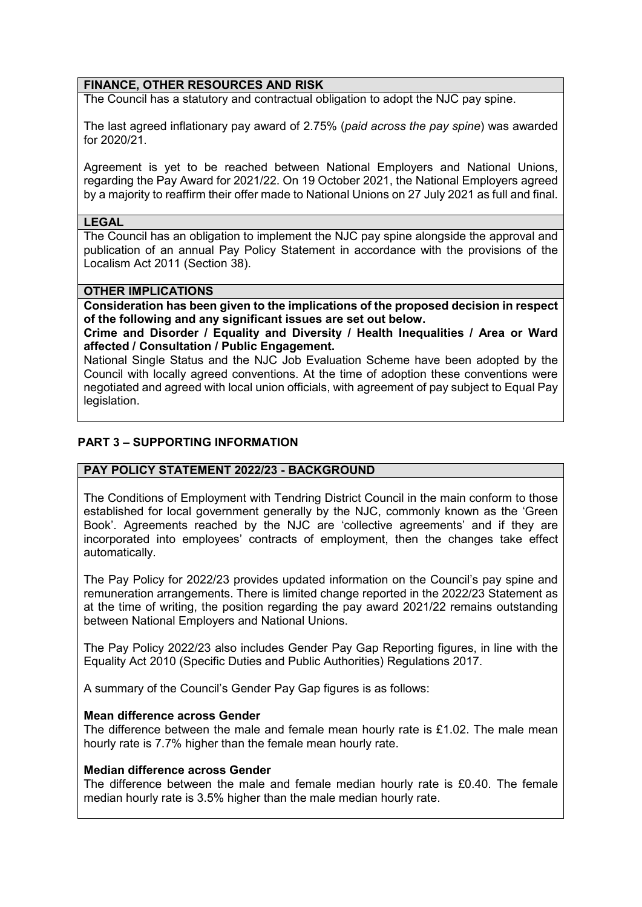### FINANCE, OTHER RESOURCES AND RISK

The Council has a statutory and contractual obligation to adopt the NJC pay spine.

The last agreed inflationary pay award of 2.75% (*paid across the pay spine*) was awarded for 2020/21.

Agreement is yet to be reached between National Employers and National Unions, regarding the Pay Award for 2021/22. On 19 October 2021, the National Employers agreed by a majority to reaffirm their offer made to National Unions on 27 July 2021 as full and final.

### LEGAL

The Council has an obligation to implement the NJC pay spine alongside the approval and publication of an annual Pay Policy Statement in accordance with the provisions of the Localism Act 2011 (Section 38).

### OTHER IMPLICATIONS

**Consideration has been given to the implications of the proposed decision in respect of the following and any significant issues are set out below.**

**Crime and Disorder / Equality and Diversity / Health Inequalities / Area or Ward affected / Consultation / Public Engagement.**

National Single Status and the NJC Job Evaluation Scheme have been adopted by the Council with locally agreed conventions. At the time of adoption these conventions were negotiated and agreed with local union officials, with agreement of pay subject to Equal Pay legislation.

## PART 3 – SUPPORTING INFORMATION

### PAY POLICY STATEMENT 2022/23 - BACKGROUND

The Conditions of Employment with Tendring District Council in the main conform to those established for local government generally by the NJC, commonly known as the 'Green Book'. Agreements reached by the NJC are 'collective agreements' and if they are incorporated into employees' contracts of employment, then the changes take effect automatically.

The Pay Policy for 2022/23 provides updated information on the Council's pay spine and remuneration arrangements. There is limited change reported in the 2022/23 Statement as at the time of writing, the position regarding the pay award 2021/22 remains outstanding between National Employers and National Unions.

The Pay Policy 2022/23 also includes Gender Pay Gap Reporting figures, in line with the Equality Act 2010 (Specific Duties and Public Authorities) Regulations 2017.

A summary of the Council's Gender Pay Gap figures is as follows:

**Mean difference across Gender**

The difference between the male and female mean hourly rate is £1.02. The male mean hourly rate is 7.7% higher than the female mean hourly rate.

**Median difference across Gender**

The difference between the male and female median hourly rate is £0.40. The female median hourly rate is 3.5% higher than the male median hourly rate.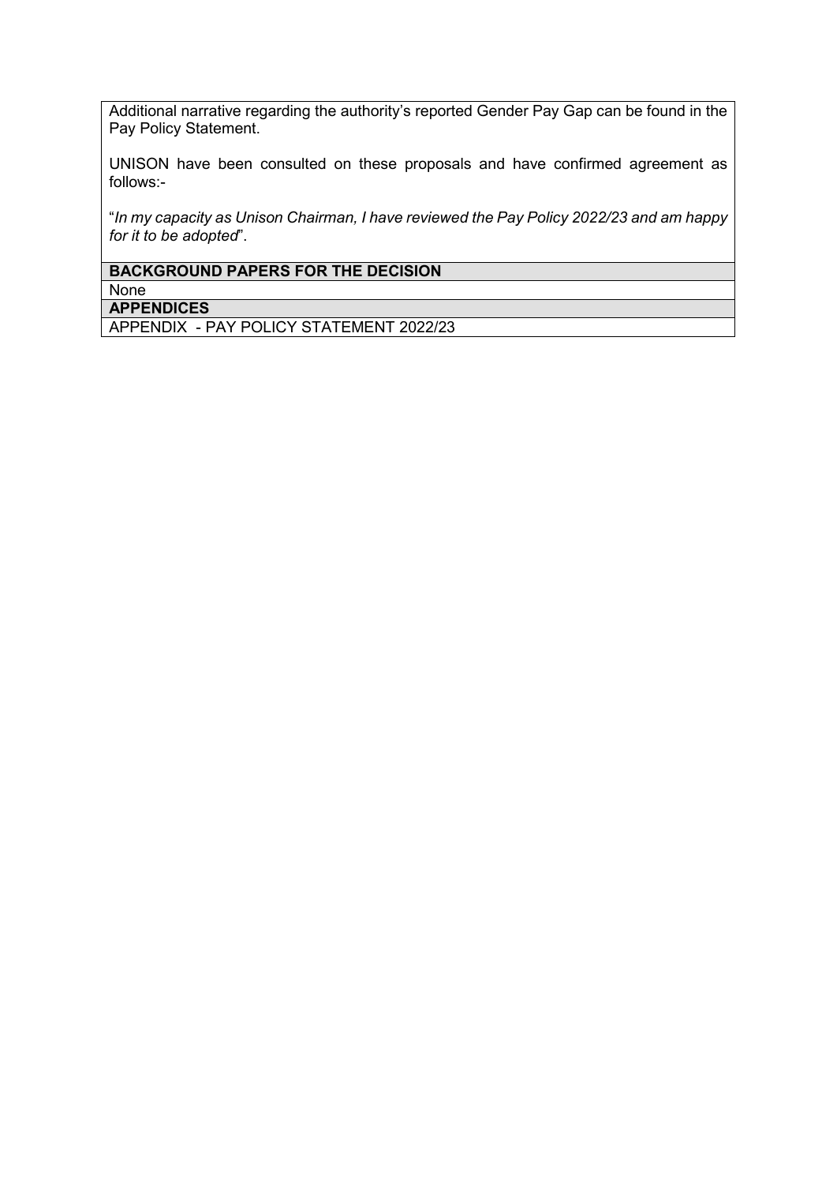Additional narrative regarding the authority's reported Gender Pay Gap can be found in the Pay Policy Statement.

UNISON have been consulted on these proposals and have confirmed agreement as follows:-

"*In my capacity as Unison Chairman, I have reviewed the Pay Policy 2022/23 and am happy for it to be adopted*".

**BACKGROUND PAPERS FOR THE DECISION**

None

**APPENDICES**

APPENDIX - PAY POLICY STATEMENT 2022/23